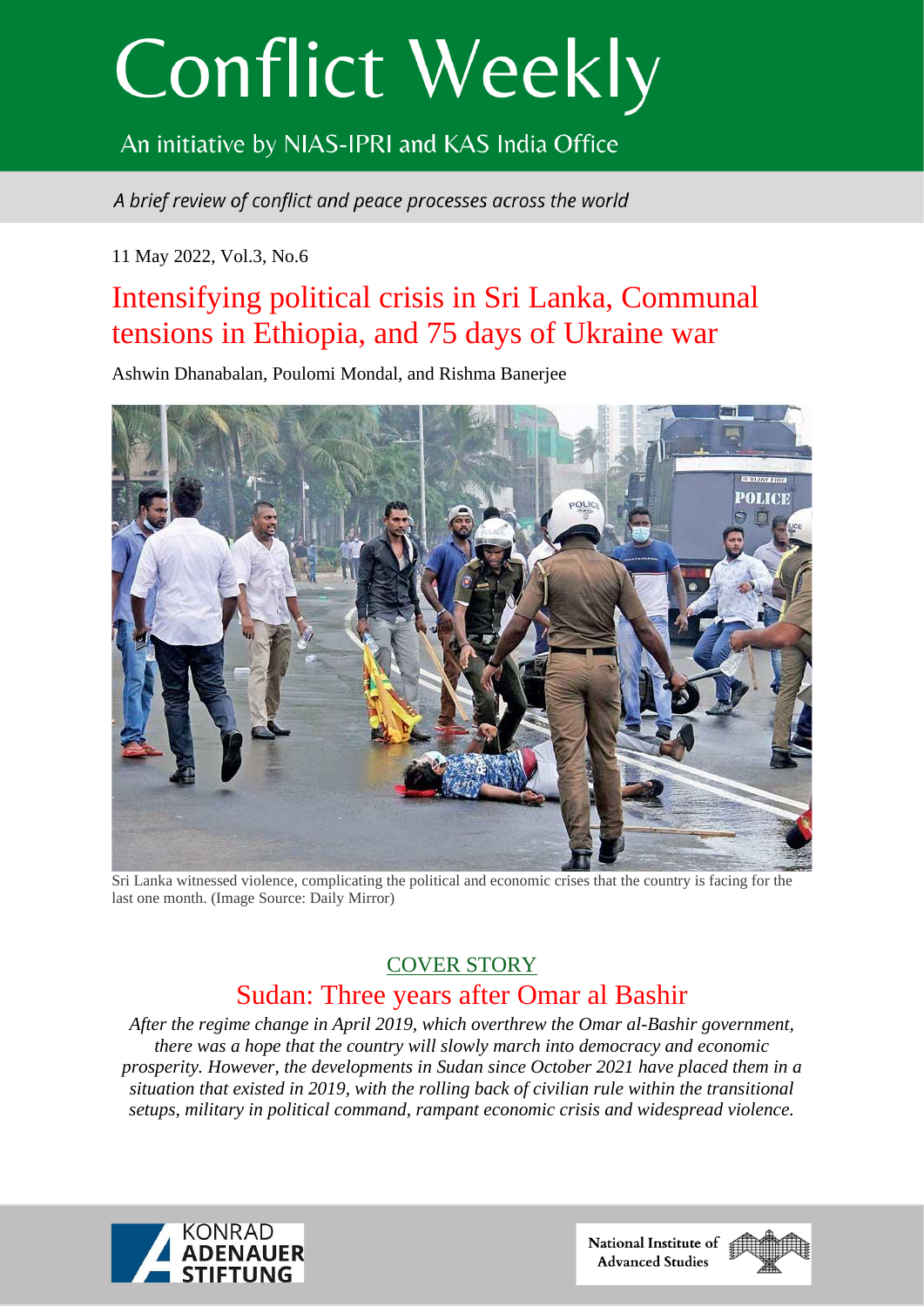# Conflict Weekly

An initiative by NIAS-IPRI and KAS India Office

*A brief review of conflict and peace processes across the world*

11 May 2022, Vol.3, No.6

## Intensifying political crisis in Sri Lanka, Communal tensions in Ethiopia, and 75 days of Ukraine war

Ashwin Dhanabalan, Poulomi Mondal, and Rishma Banerjee

Sri Lanka witnessed violence, complicating the political and economic crises that the country is facing for the last one month. (Image Source: Daily Mirror)

### COVER STORY

## Sudan: Three years after Omar al Bashir

*After the regime change in April 2019, which overthrew the Omar al-Bashir government, there was a hope that the country will slowly march into democracy and economic prosperity. However, the developments in Sudan since October 2021 have placed them in a situation that existed in 2019, with the rolling back of civilian rule within the transitional setups, military in political command, rampant economic crisis and widespread violence.*

KONRAD ADENAUER STIFTUNG

National Institute of Advanced Studies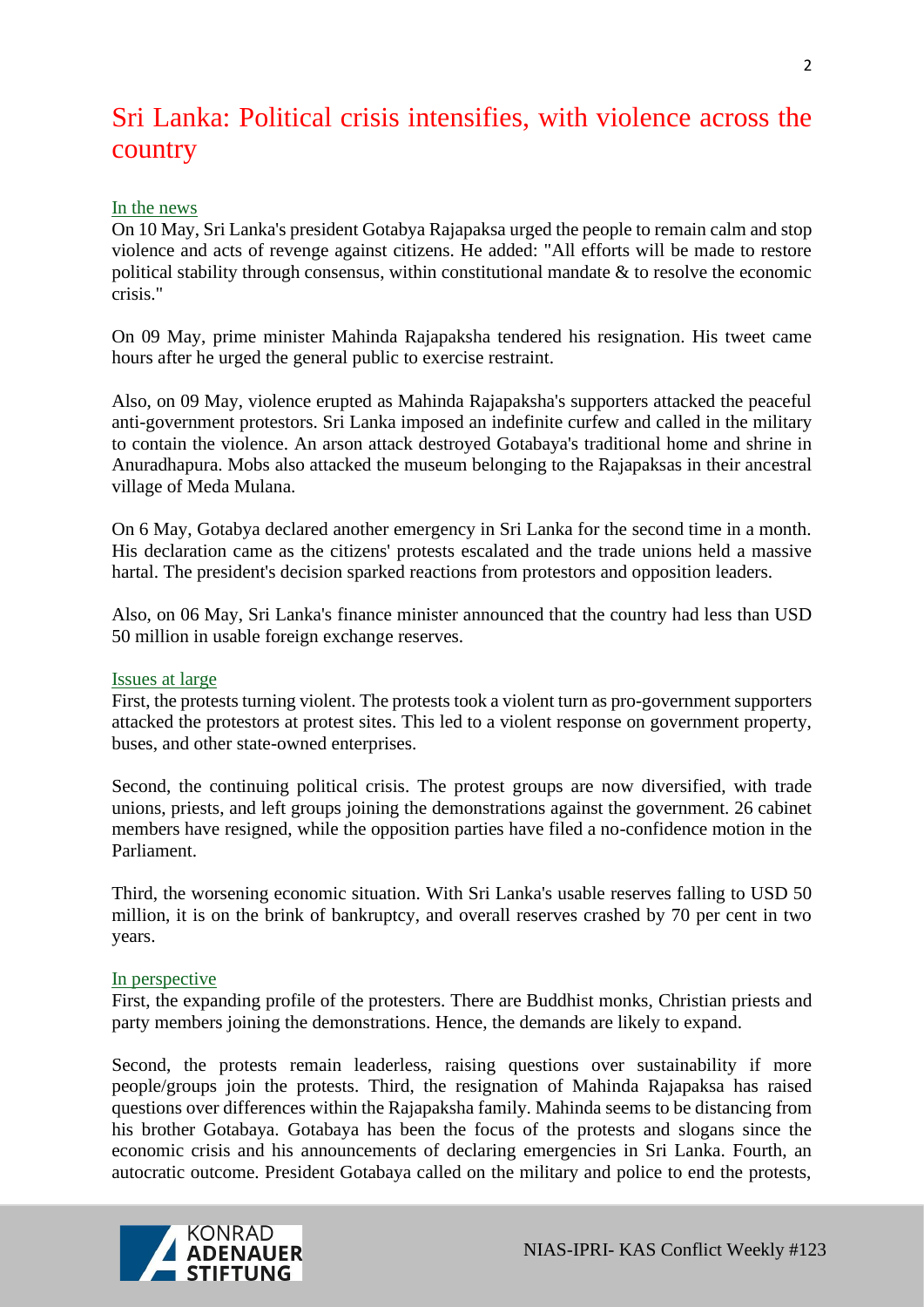# Sri Lanka: Political crisis intensifies, with violence across the country

## In the news

On 10 May, Sri Lanka's president Gotabya Rajapaksa urged the people to remain calm and stop violence and acts of revenge against citizens. He added: "All efforts will be made to restore political stability through consensus, within constitutional mandate & to resolve the economic crisis."

On 09 May, prime minister Mahinda Rajapaksha tendered his resignation. His tweet came hours after he urged the general public to exercise restraint.

Also, on 09 May, violence erupted as Mahinda Rajapaksha's supporters attacked the peaceful anti-government protestors. Sri Lanka imposed an indefinite curfew and called in the military to contain the violence. An arson attack destroyed Gotabaya's traditional home and shrine in Anuradhapura. Mobs also attacked the museum belonging to the Rajapaksas in their ancestral village of Meda Mulana.

On 6 May, Gotabya declared another emergency in Sri Lanka for the second time in a month. His declaration came as the citizens' protests escalated and the trade unions held a massive hartal. The president's decision sparked reactions from protestors and opposition leaders.

Also, on 06 May, Sri Lanka's finance minister announced that the country had less than USD 50 million in usable foreign exchange reserves.

## Issues at large

First, the protests turning violent. The protests took a violent turn as pro-government supporters attacked the protestors at protest sites. This led to a violent response on government property, buses, and other state-owned enterprises.

Second, the continuing political crisis. The protest groups are now diversified, with trade unions, priests, and left groups joining the demonstrations against the government. 26 cabinet members have resigned, while the opposition parties have filed a no-confidence motion in the Parliament.

Third, the worsening economic situation. With Sri Lanka's usable reserves falling to USD 50 million, it is on the brink of bankruptcy, and overall reserves crashed by 70 per cent in two years.

## In perspective

First, the expanding profile of the protesters. There are Buddhist monks, Christian priests and party members joining the demonstrations. Hence, the demands are likely to expand.

Second, the protests remain leaderless, raising questions over sustainability if more people/groups join the protests. Third, the resignation of Mahinda Rajapaksa has raised questions over differences within the Rajapaksha family. Mahinda seems to be distancing from his brother Gotabaya. Gotabaya has been the focus of the protests and slogans since the economic crisis and his announcements of declaring emergencies in Sri Lanka. Fourth, an autocratic outcome. President Gotabaya called on the military and police to end the protests,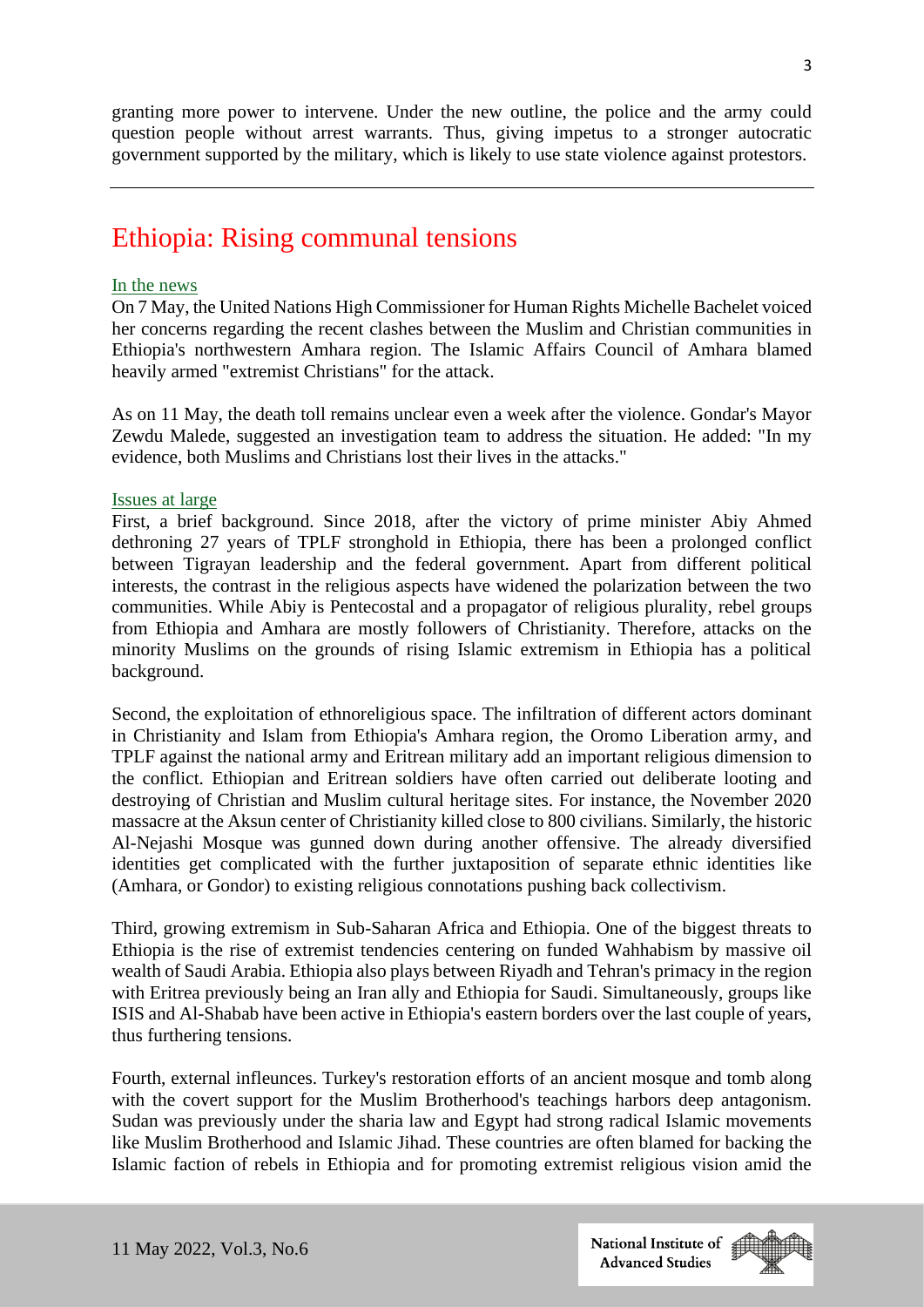granting more power to intervene. Under the new outline, the police and the army could question people without arrest warrants. Thus, giving impetus to a stronger autocratic government supported by the military, which is likely to use state violence against protestors.

---

# Ethiopia: Rising communal tensions

### In the news

On 7 May, the United Nations High Commissioner for Human Rights Michelle Bachelet voiced her concerns regarding the recent clashes between the Muslim and Christian communities in Ethiopia's northwestern Amhara region. The Islamic Affairs Council of Amhara blamed heavily armed "extremist Christians" for the attack.

As on 11 May, the death toll remains unclear even a week after the violence. Gondar's Mayor Zewdu Malede, suggested an investigation team to address the situation. He added: "In my evidence, both Muslims and Christians lost their lives in the attacks."

### Issues at large

First, a brief background. Since 2018, after the victory of prime minister Abiy Ahmed dethroning 27 years of TPLF stronghold in Ethiopia, there has been a prolonged conflict between Tigrayan leadership and the federal government. Apart from different political interests, the contrast in the religious aspects have widened the polarization between the two communities. While Abiy is Pentecostal and a propagator of religious plurality, rebel groups from Ethiopia and Amhara are mostly followers of Christianity. Therefore, attacks on the minority Muslims on the grounds of rising Islamic extremism in Ethiopia has a political background.

Second, the exploitation of ethnoreligious space. The infiltration of different actors dominant in Christianity and Islam from Ethiopia's Amhara region, the Oromo Liberation army, and TPLF against the national army and Eritrean military add an important religious dimension to the conflict. Ethiopian and Eritrean soldiers have often carried out deliberate looting and destroying of Christian and Muslim cultural heritage sites. For instance, the November 2020 massacre at the Aksun center of Christianity killed close to 800 civilians. Similarly, the historic Al-Nejashi Mosque was gunned down during another offensive. The already diversified identities get complicated with the further juxtaposition of separate ethnic identities like (Amhara, or Gondor) to existing religious connotations pushing back collectivism.

Third, growing extremism in Sub-Saharan Africa and Ethiopia. One of the biggest threats to Ethiopia is the rise of extremist tendencies centering on funded Wahhabism by massive oil wealth of Saudi Arabia. Ethiopia also plays between Riyadh and Tehran's primacy in the region with Eritrea previously being an Iran ally and Ethiopia for Saudi. Simultaneously, groups like ISIS and Al-Shabab have been active in Ethiopia's eastern borders over the last couple of years, thus furthering tensions.

Fourth, external infleunces. Turkey's restoration efforts of an ancient mosque and tomb along with the covert support for the Muslim Brotherhood's teachings harbors deep antagonism. Sudan was previously under the sharia law and Egypt had strong radical Islamic movements like Muslim Brotherhood and Islamic Jihad. These countries are often blamed for backing the Islamic faction of rebels in Ethiopia and for promoting extremist religious vision amid the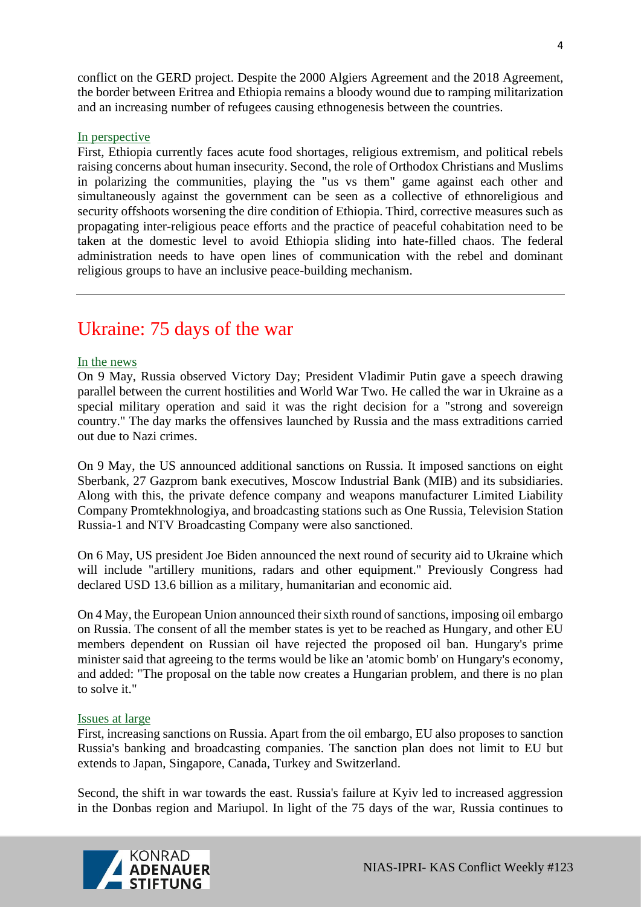conflict on the GERD project. Despite the 2000 Algiers Agreement and the 2018 Agreement, the border between Eritrea and Ethiopia remains a bloody wound due to ramping militarization and an increasing number of refugees causing ethnogenesis between the countries.

In perspective

First, Ethiopia currently faces acute food shortages, religious extremism, and political rebels raising concerns about human insecurity. Second, the role of Orthodox Christians and Muslims in polarizing the communities, playing the "us vs them" game against each other and simultaneously against the government can be seen as a collective of ethnoreligious and security offshoots worsening the dire condition of Ethiopia. Third, corrective measures such as propagating inter-religious peace efforts and the practice of peaceful cohabitation need to be taken at the domestic level to avoid Ethiopia sliding into hate-filled chaos. The federal administration needs to have open lines of communication with the rebel and dominant religious groups to have an inclusive peace-building mechanism.

---

## Ukraine: 75 days of the war

In the news

On 9 May, Russia observed Victory Day; President Vladimir Putin gave a speech drawing parallel between the current hostilities and World War Two. He called the war in Ukraine as a special military operation and said it was the right decision for a "strong and sovereign country." The day marks the offensives launched by Russia and the mass extraditions carried out due to Nazi crimes.

On 9 May, the US announced additional sanctions on Russia. It imposed sanctions on eight Sberbank, 27 Gazprom bank executives, Moscow Industrial Bank (MIB) and its subsidiaries. Along with this, the private defence company and weapons manufacturer Limited Liability Company Promtekhnologiya, and broadcasting stations such as One Russia, Television Station Russia-1 and NTV Broadcasting Company were also sanctioned.

On 6 May, US president Joe Biden announced the next round of security aid to Ukraine which will include "artillery munitions, radars and other equipment." Previously Congress had declared USD 13.6 billion as a military, humanitarian and economic aid.

On 4 May, the European Union announced their sixth round of sanctions, imposing oil embargo on Russia. The consent of all the member states is yet to be reached as Hungary, and other EU members dependent on Russian oil have rejected the proposed oil ban. Hungary's prime minister said that agreeing to the terms would be like an 'atomic bomb' on Hungary's economy, and added: "The proposal on the table now creates a Hungarian problem, and there is no plan to solve it."

Issues at large

First, increasing sanctions on Russia. Apart from the oil embargo, EU also proposes to sanction Russia's banking and broadcasting companies. The sanction plan does not limit to EU but extends to Japan, Singapore, Canada, Turkey and Switzerland.

Second, the shift in war towards the east. Russia's failure at Kyiv led to increased aggression in the Donbas region and Mariupol. In light of the 75 days of the war, Russia continues to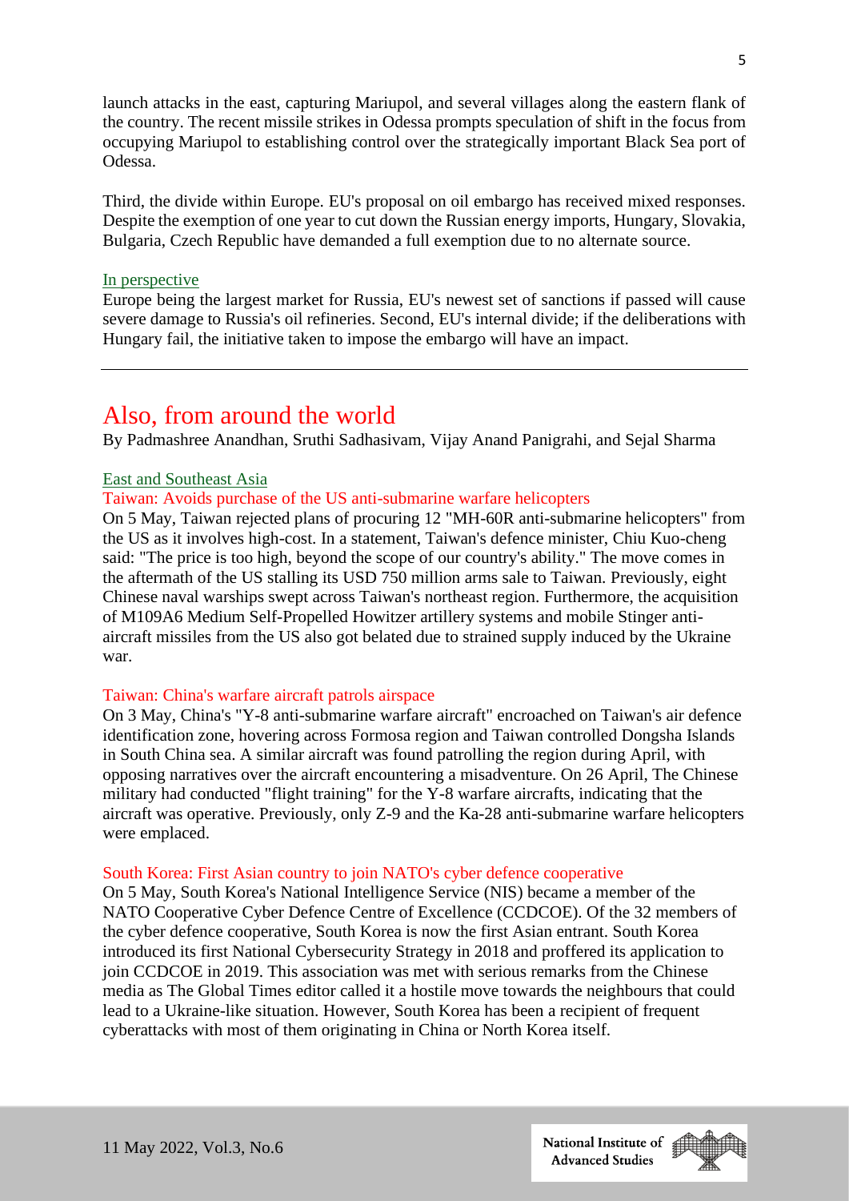launch attacks in the east, capturing Mariupol, and several villages along the eastern flank of the country. The recent missile strikes in Odessa prompts speculation of shift in the focus from occupying Mariupol to establishing control over the strategically important Black Sea port of Odessa.

Third, the divide within Europe. EU's proposal on oil embargo has received mixed responses. Despite the exemption of one year to cut down the Russian energy imports, Hungary, Slovakia, Bulgaria, Czech Republic have demanded a full exemption due to no alternate source.

### In perspective

Europe being the largest market for Russia, EU's newest set of sanctions if passed will cause severe damage to Russia's oil refineries. Second, EU's internal divide; if the deliberations with Hungary fail, the initiative taken to impose the embargo will have an impact.

---

# Also, from around the world

By Padmashree Anandhan, Sruthi Sadhasivam, Vijay Anand Panigrahi, and Sejal Sharma

## East and Southeast Asia

### Taiwan: Avoids purchase of the US anti-submarine warfare helicopters

On 5 May, Taiwan rejected plans of procuring 12 "MH-60R anti-submarine helicopters" from the US as it involves high-cost. In a statement, Taiwan's defence minister, Chiu Kuo-cheng said: "The price is too high, beyond the scope of our country's ability." The move comes in the aftermath of the US stalling its USD 750 million arms sale to Taiwan. Previously, eight Chinese naval warships swept across Taiwan's northeast region. Furthermore, the acquisition of M109A6 Medium Self-Propelled Howitzer artillery systems and mobile Stinger anti-aircraft missiles from the US also got belated due to strained supply induced by the Ukraine war.

### Taiwan: China's warfare aircraft patrols airspace

On 3 May, China's "Y-8 anti-submarine warfare aircraft" encroached on Taiwan's air defence identification zone, hovering across Formosa region and Taiwan controlled Dongsha Islands in South China sea. A similar aircraft was found patrolling the region during April, with opposing narratives over the aircraft encountering a misadventure. On 26 April, The Chinese military had conducted "flight training" for the Y-8 warfare aircrafts, indicating that the aircraft was operative. Previously, only Z-9 and the Ka-28 anti-submarine warfare helicopters were emplaced.

### South Korea: First Asian country to join NATO's cyber defence cooperative

On 5 May, South Korea's National Intelligence Service (NIS) became a member of the NATO Cooperative Cyber Defence Centre of Excellence (CCDCOE). Of the 32 members of the cyber defence cooperative, South Korea is now the first Asian entrant. South Korea introduced its first National Cybersecurity Strategy in 2018 and proffered its application to join CCDCOE in 2019. This association was met with serious remarks from the Chinese media as The Global Times editor called it a hostile move towards the neighbours that could lead to a Ukraine-like situation. However, South Korea has been a recipient of frequent cyberattacks with most of them originating in China or North Korea itself.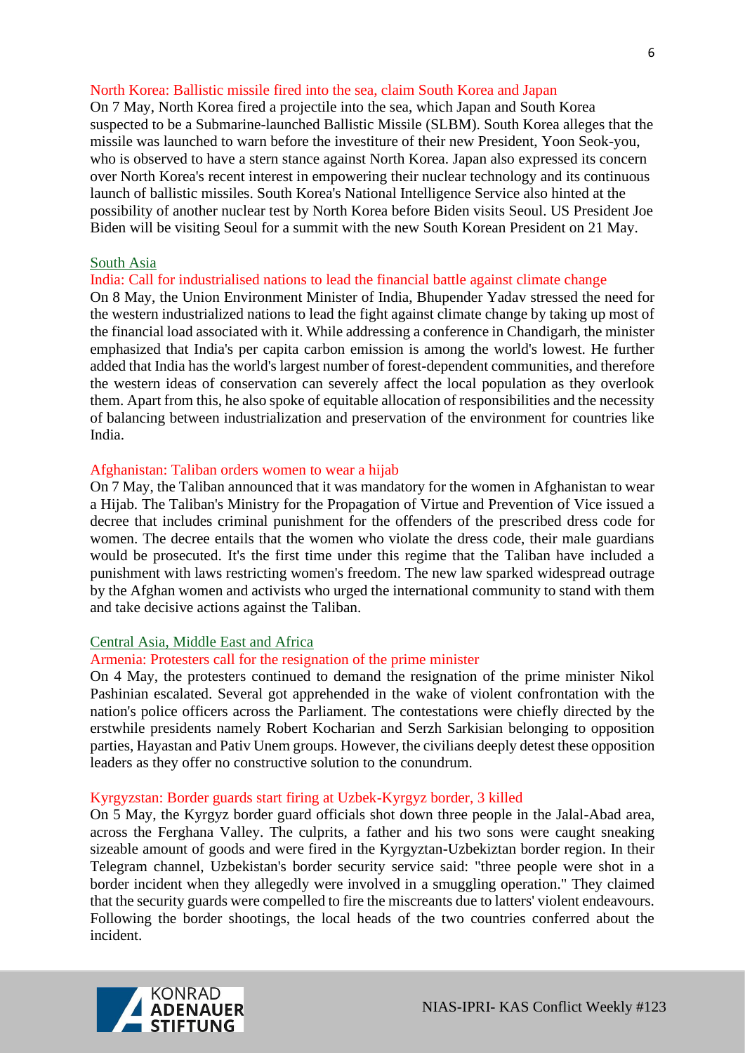### North Korea: Ballistic missile fired into the sea, claim South Korea and Japan

On 7 May, North Korea fired a projectile into the sea, which Japan and South Korea suspected to be a Submarine-launched Ballistic Missile (SLBM). South Korea alleges that the missile was launched to warn before the investiture of their new President, Yoon Seok-you, who is observed to have a stern stance against North Korea. Japan also expressed its concern over North Korea's recent interest in empowering their nuclear technology and its continuous launch of ballistic missiles. South Korea's National Intelligence Service also hinted at the possibility of another nuclear test by North Korea before Biden visits Seoul. US President Joe Biden will be visiting Seoul for a summit with the new South Korean President on 21 May.

## South Asia

### India: Call for industrialised nations to lead the financial battle against climate change

On 8 May, the Union Environment Minister of India, Bhupender Yadav stressed the need for the western industrialized nations to lead the fight against climate change by taking up most of the financial load associated with it. While addressing a conference in Chandigarh, the minister emphasized that India's per capita carbon emission is among the world's lowest. He further added that India has the world's largest number of forest-dependent communities, and therefore the western ideas of conservation can severely affect the local population as they overlook them. Apart from this, he also spoke of equitable allocation of responsibilities and the necessity of balancing between industrialization and preservation of the environment for countries like India.

### Afghanistan: Taliban orders women to wear a hijab

On 7 May, the Taliban announced that it was mandatory for the women in Afghanistan to wear a Hijab. The Taliban's Ministry for the Propagation of Virtue and Prevention of Vice issued a decree that includes criminal punishment for the offenders of the prescribed dress code for women. The decree entails that the women who violate the dress code, their male guardians would be prosecuted. It's the first time under this regime that the Taliban have included a punishment with laws restricting women's freedom. The new law sparked widespread outrage by the Afghan women and activists who urged the international community to stand with them and take decisive actions against the Taliban.

## Central Asia, Middle East and Africa

### Armenia: Protesters call for the resignation of the prime minister

On 4 May, the protesters continued to demand the resignation of the prime minister Nikol Pashinian escalated. Several got apprehended in the wake of violent confrontation with the nation's police officers across the Parliament. The contestations were chiefly directed by the erstwhile presidents namely Robert Kocharian and Serzh Sarkisian belonging to opposition parties, Hayastan and Pativ Unem groups. However, the civilians deeply detest these opposition leaders as they offer no constructive solution to the conundrum.

### Kyrgyzstan: Border guards start firing at Uzbek-Kyrgyz border, 3 killed

On 5 May, the Kyrgyz border guard officials shot down three people in the Jalal-Abad area, across the Ferghana Valley. The culprits, a father and his two sons were caught sneaking sizeable amount of goods and were fired in the Kyrgyztan-Uzbekiztan border region. In their Telegram channel, Uzbekistan's border security service said: "three people were shot in a border incident when they allegedly were involved in a smuggling operation." They claimed that the security guards were compelled to fire the miscreants due to latters' violent endeavours. Following the border shootings, the local heads of the two countries conferred about the incident.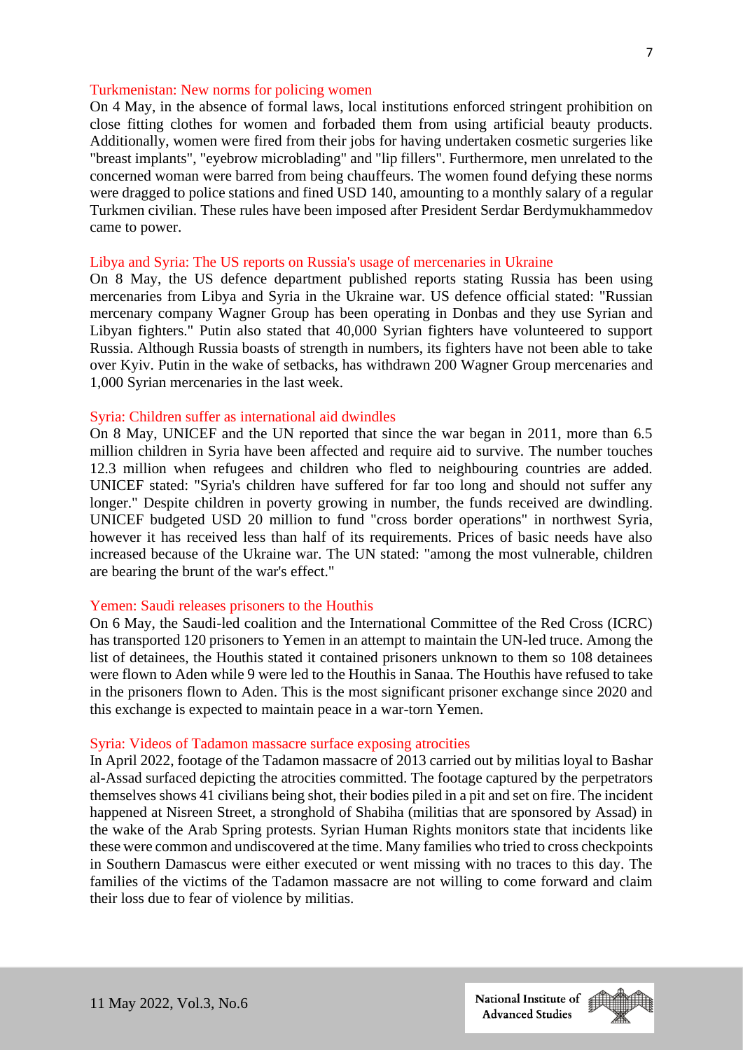### Turkmenistan: New norms for policing women

On 4 May, in the absence of formal laws, local institutions enforced stringent prohibition on close fitting clothes for women and forbaded them from using artificial beauty products. Additionally, women were fired from their jobs for having undertaken cosmetic surgeries like "breast implants", "eyebrow microblading" and "lip fillers". Furthermore, men unrelated to the concerned woman were barred from being chauffeurs. The women found defying these norms were dragged to police stations and fined USD 140, amounting to a monthly salary of a regular Turkmen civilian. These rules have been imposed after President Serdar Berdymukhammedov came to power.

### Libya and Syria: The US reports on Russia's usage of mercenaries in Ukraine

On 8 May, the US defence department published reports stating Russia has been using mercenaries from Libya and Syria in the Ukraine war. US defence official stated: "Russian mercenary company Wagner Group has been operating in Donbas and they use Syrian and Libyan fighters." Putin also stated that 40,000 Syrian fighters have volunteered to support Russia. Although Russia boasts of strength in numbers, its fighters have not been able to take over Kyiv. Putin in the wake of setbacks, has withdrawn 200 Wagner Group mercenaries and 1,000 Syrian mercenaries in the last week.

### Syria: Children suffer as international aid dwindles

On 8 May, UNICEF and the UN reported that since the war began in 2011, more than 6.5 million children in Syria have been affected and require aid to survive. The number touches 12.3 million when refugees and children who fled to neighbouring countries are added. UNICEF stated: "Syria's children have suffered for far too long and should not suffer any longer." Despite children in poverty growing in number, the funds received are dwindling. UNICEF budgeted USD 20 million to fund "cross border operations" in northwest Syria, however it has received less than half of its requirements. Prices of basic needs have also increased because of the Ukraine war. The UN stated: "among the most vulnerable, children are bearing the brunt of the war's effect."

### Yemen: Saudi releases prisoners to the Houthis

On 6 May, the Saudi-led coalition and the International Committee of the Red Cross (ICRC) has transported 120 prisoners to Yemen in an attempt to maintain the UN-led truce. Among the list of detainees, the Houthis stated it contained prisoners unknown to them so 108 detainees were flown to Aden while 9 were led to the Houthis in Sanaa. The Houthis have refused to take in the prisoners flown to Aden. This is the most significant prisoner exchange since 2020 and this exchange is expected to maintain peace in a war-torn Yemen.

### Syria: Videos of Tadamon massacre surface exposing atrocities

In April 2022, footage of the Tadamon massacre of 2013 carried out by militias loyal to Bashar al-Assad surfaced depicting the atrocities committed. The footage captured by the perpetrators themselves shows 41 civilians being shot, their bodies piled in a pit and set on fire. The incident happened at Nisreen Street, a stronghold of Shabiha (militias that are sponsored by Assad) in the wake of the Arab Spring protests. Syrian Human Rights monitors state that incidents like these were common and undiscovered at the time. Many families who tried to cross checkpoints in Southern Damascus were either executed or went missing with no traces to this day. The families of the victims of the Tadamon massacre are not willing to come forward and claim their loss due to fear of violence by militias.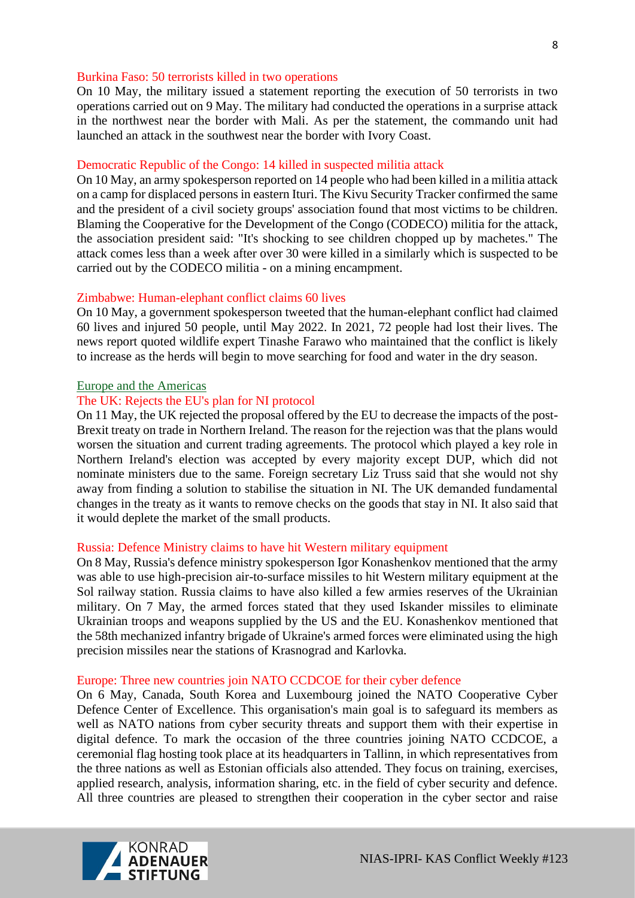### Burkina Faso: 50 terrorists killed in two operations

On 10 May, the military issued a statement reporting the execution of 50 terrorists in two operations carried out on 9 May. The military had conducted the operations in a surprise attack in the northwest near the border with Mali. As per the statement, the commando unit had launched an attack in the southwest near the border with Ivory Coast.

### Democratic Republic of the Congo: 14 killed in suspected militia attack

On 10 May, an army spokesperson reported on 14 people who had been killed in a militia attack on a camp for displaced persons in eastern Ituri. The Kivu Security Tracker confirmed the same and the president of a civil society groups' association found that most victims to be children. Blaming the Cooperative for the Development of the Congo (CODECO) militia for the attack, the association president said: "It's shocking to see children chopped up by machetes." The attack comes less than a week after over 30 were killed in a similarly which is suspected to be carried out by the CODECO militia - on a mining encampment.

### Zimbabwe: Human-elephant conflict claims 60 lives

On 10 May, a government spokesperson tweeted that the human-elephant conflict had claimed 60 lives and injured 50 people, until May 2022. In 2021, 72 people had lost their lives. The news report quoted wildlife expert Tinashe Farawo who maintained that the conflict is likely to increase as the herds will begin to move searching for food and water in the dry season.

## Europe and the Americas

### The UK: Rejects the EU's plan for NI protocol

On 11 May, the UK rejected the proposal offered by the EU to decrease the impacts of the post-Brexit treaty on trade in Northern Ireland. The reason for the rejection was that the plans would worsen the situation and current trading agreements. The protocol which played a key role in Northern Ireland's election was accepted by every majority except DUP, which did not nominate ministers due to the same. Foreign secretary Liz Truss said that she would not shy away from finding a solution to stabilise the situation in NI. The UK demanded fundamental changes in the treaty as it wants to remove checks on the goods that stay in NI. It also said that it would deplete the market of the small products.

### Russia: Defence Ministry claims to have hit Western military equipment

On 8 May, Russia's defence ministry spokesperson Igor Konashenkov mentioned that the army was able to use high-precision air-to-surface missiles to hit Western military equipment at the Sol railway station. Russia claims to have also killed a few armies reserves of the Ukrainian military. On 7 May, the armed forces stated that they used Iskander missiles to eliminate Ukrainian troops and weapons supplied by the US and the EU. Konashenkov mentioned that the 58th mechanized infantry brigade of Ukraine's armed forces were eliminated using the high precision missiles near the stations of Krasnograd and Karlovka.

### Europe: Three new countries join NATO CCDCOE for their cyber defence

On 6 May, Canada, South Korea and Luxembourg joined the NATO Cooperative Cyber Defence Center of Excellence. This organisation's main goal is to safeguard its members as well as NATO nations from cyber security threats and support them with their expertise in digital defence. To mark the occasion of the three countries joining NATO CCDCOE, a ceremonial flag hosting took place at its headquarters in Tallinn, in which representatives from the three nations as well as Estonian officials also attended. They focus on training, exercises, applied research, analysis, information sharing, etc. in the field of cyber security and defence. All three countries are pleased to strengthen their cooperation in the cyber sector and raise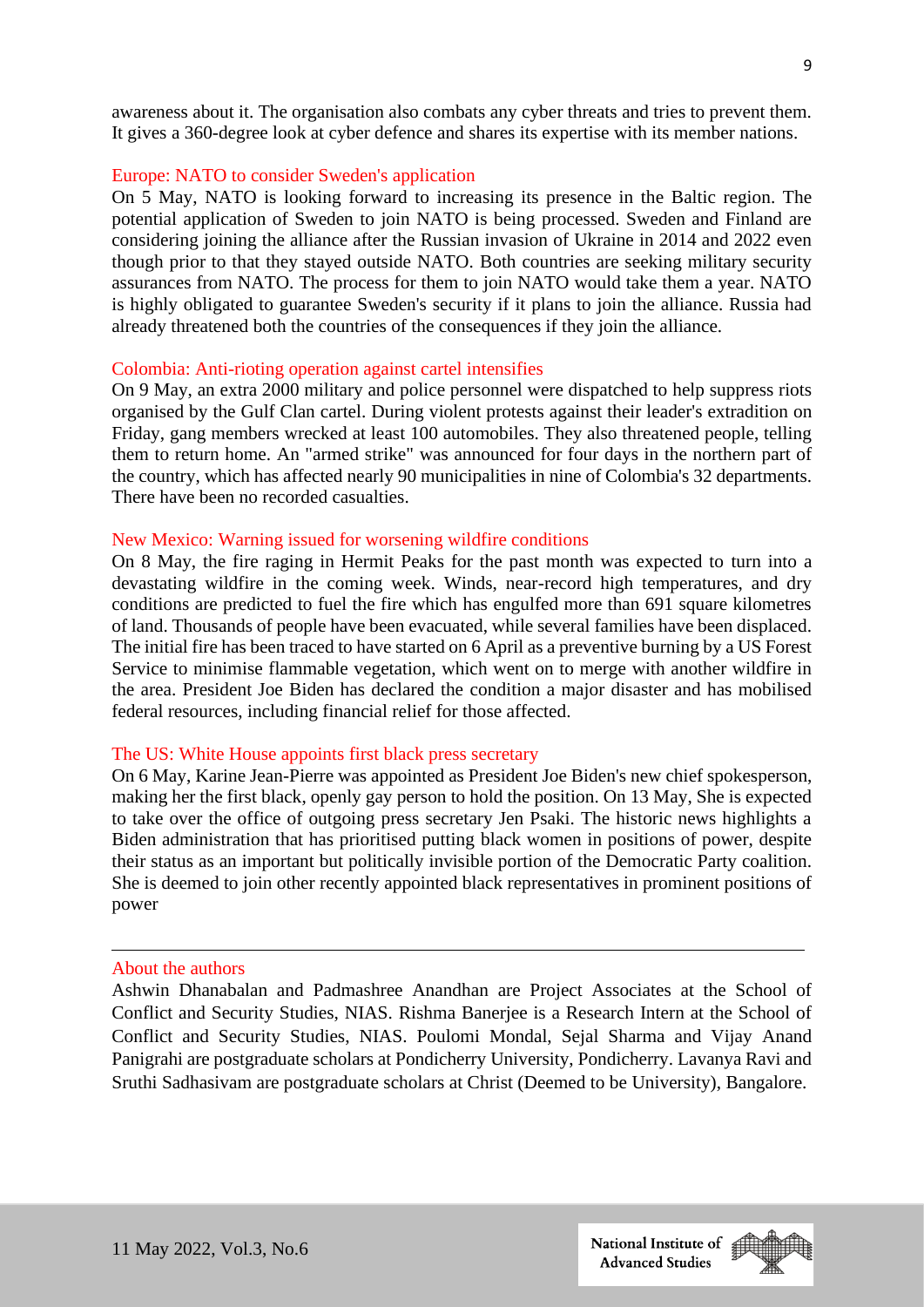awareness about it. The organisation also combats any cyber threats and tries to prevent them. It gives a 360-degree look at cyber defence and shares its expertise with its member nations.

### Europe: NATO to consider Sweden's application

On 5 May, NATO is looking forward to increasing its presence in the Baltic region. The potential application of Sweden to join NATO is being processed. Sweden and Finland are considering joining the alliance after the Russian invasion of Ukraine in 2014 and 2022 even though prior to that they stayed outside NATO. Both countries are seeking military security assurances from NATO. The process for them to join NATO would take them a year. NATO is highly obligated to guarantee Sweden's security if it plans to join the alliance. Russia had already threatened both the countries of the consequences if they join the alliance.

### Colombia: Anti-rioting operation against cartel intensifies

On 9 May, an extra 2000 military and police personnel were dispatched to help suppress riots organised by the Gulf Clan cartel. During violent protests against their leader's extradition on Friday, gang members wrecked at least 100 automobiles. They also threatened people, telling them to return home. An "armed strike" was announced for four days in the northern part of the country, which has affected nearly 90 municipalities in nine of Colombia's 32 departments. There have been no recorded casualties.

### New Mexico: Warning issued for worsening wildfire conditions

On 8 May, the fire raging in Hermit Peaks for the past month was expected to turn into a devastating wildfire in the coming week. Winds, near-record high temperatures, and dry conditions are predicted to fuel the fire which has engulfed more than 691 square kilometres of land. Thousands of people have been evacuated, while several families have been displaced. The initial fire has been traced to have started on 6 April as a preventive burning by a US Forest Service to minimise flammable vegetation, which went on to merge with another wildfire in the area. President Joe Biden has declared the condition a major disaster and has mobilised federal resources, including financial relief for those affected.

### The US: White House appoints first black press secretary

On 6 May, Karine Jean-Pierre was appointed as President Joe Biden's new chief spokesperson, making her the first black, openly gay person to hold the position. On 13 May, She is expected to take over the office of outgoing press secretary Jen Psaki. The historic news highlights a Biden administration that has prioritised putting black women in positions of power, despite their status as an important but politically invisible portion of the Democratic Party coalition. She is deemed to join other recently appointed black representatives in prominent positions of power

---

### About the authors

Ashwin Dhanabalan and Padmashree Anandhan are Project Associates at the School of Conflict and Security Studies, NIAS. Rishma Banerjee is a Research Intern at the School of Conflict and Security Studies, NIAS. Poulomi Mondal, Sejal Sharma and Vijay Anand Panigrahi are postgraduate scholars at Pondicherry University, Pondicherry. Lavanya Ravi and Sruthi Sadhasivam are postgraduate scholars at Christ (Deemed to be University), Bangalore.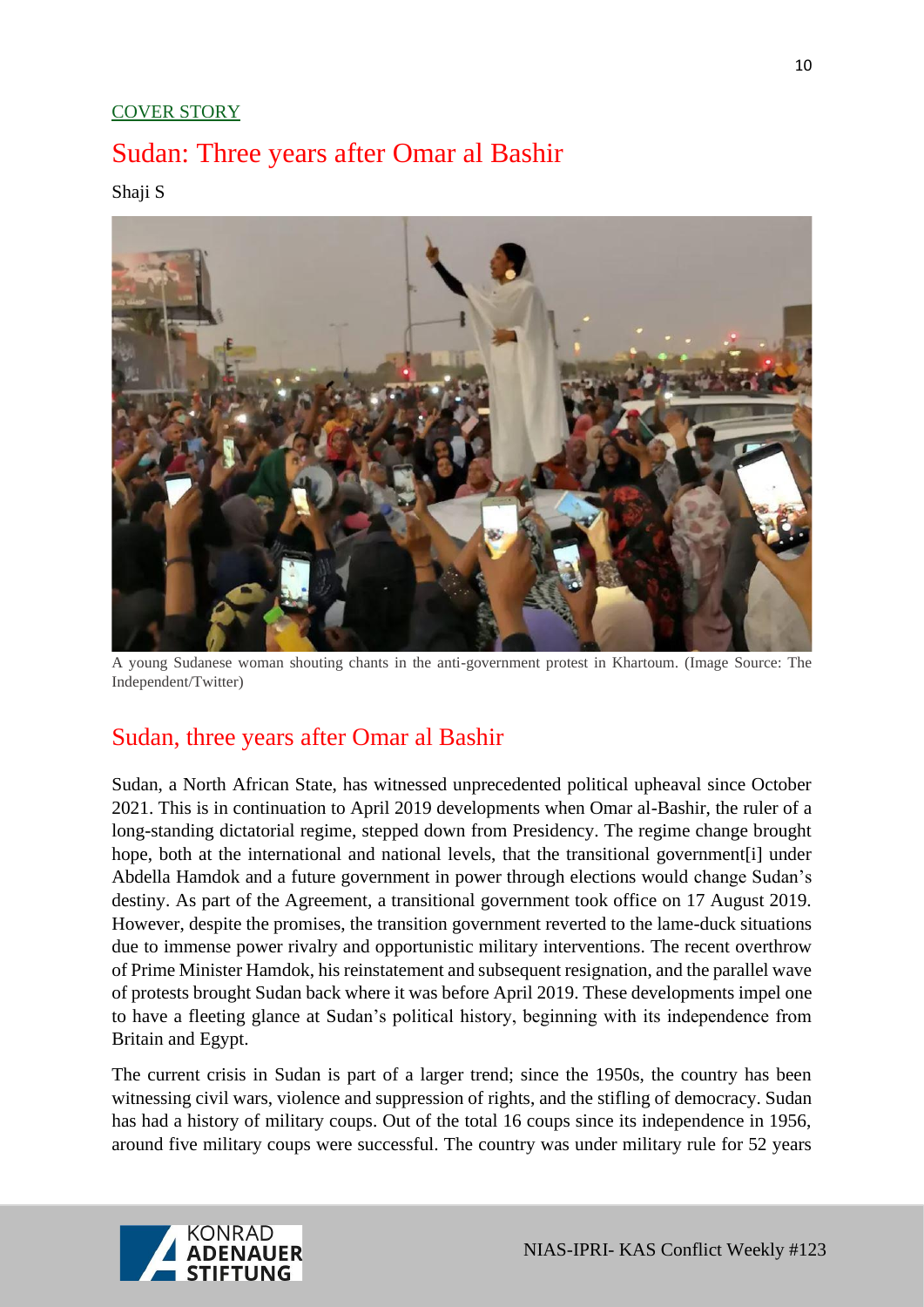COVER STORY

# Sudan: Three years after Omar al Bashir

Shaji S

A young Sudanese woman shouting chants in the anti-government protest in Khartoum. (Image Source: The Independent/Twitter)

## Sudan, three years after Omar al Bashir

Sudan, a North African State, has witnessed unprecedented political upheaval since October 2021. This is in continuation to April 2019 developments when Omar al-Bashir, the ruler of a long-standing dictatorial regime, stepped down from Presidency. The regime change brought hope, both at the international and national levels, that the transitional government[i] under Abdella Hamdok and a future government in power through elections would change Sudan's destiny. As part of the Agreement, a transitional government took office on 17 August 2019. However, despite the promises, the transition government reverted to the lame-duck situations due to immense power rivalry and opportunistic military interventions. The recent overthrow of Prime Minister Hamdok, his reinstatement and subsequent resignation, and the parallel wave of protests brought Sudan back where it was before April 2019. These developments impel one to have a fleeting glance at Sudan's political history, beginning with its independence from Britain and Egypt.

The current crisis in Sudan is part of a larger trend; since the 1950s, the country has been witnessing civil wars, violence and suppression of rights, and the stifling of democracy. Sudan has had a history of military coups. Out of the total 16 coups since its independence in 1956, around five military coups were successful. The country was under military rule for 52 years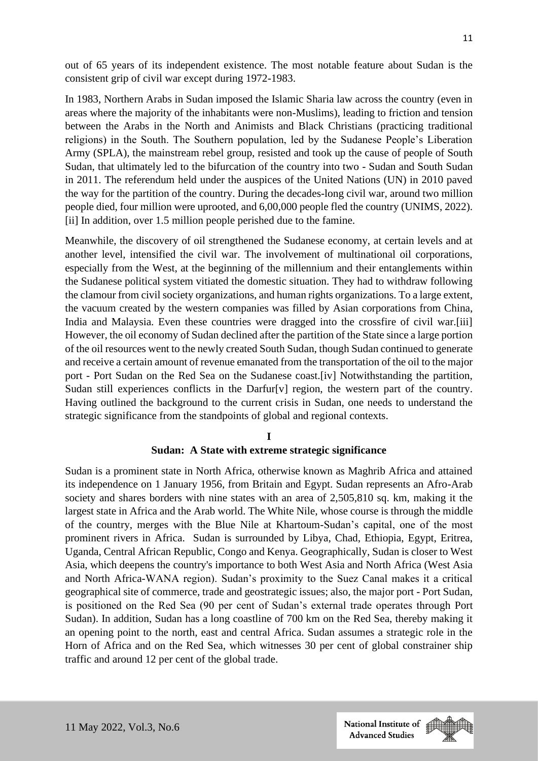out of 65 years of its independent existence. The most notable feature about Sudan is the consistent grip of civil war except during 1972-1983.

In 1983, Northern Arabs in Sudan imposed the Islamic Sharia law across the country (even in areas where the majority of the inhabitants were non-Muslims), leading to friction and tension between the Arabs in the North and Animists and Black Christians (practicing traditional religions) in the South. The Southern population, led by the Sudanese People's Liberation Army (SPLA), the mainstream rebel group, resisted and took up the cause of people of South Sudan, that ultimately led to the bifurcation of the country into two - Sudan and South Sudan in 2011. The referendum held under the auspices of the United Nations (UN) in 2010 paved the way for the partition of the country. During the decades-long civil war, around two million people died, four million were uprooted, and 6,00,000 people fled the country (UNIMS, 2022). [ii] In addition, over 1.5 million people perished due to the famine.

Meanwhile, the discovery of oil strengthened the Sudanese economy, at certain levels and at another level, intensified the civil war. The involvement of multinational oil corporations, especially from the West, at the beginning of the millennium and their entanglements within the Sudanese political system vitiated the domestic situation. They had to withdraw following the clamour from civil society organizations, and human rights organizations. To a large extent, the vacuum created by the western companies was filled by Asian corporations from China, India and Malaysia. Even these countries were dragged into the crossfire of civil war.[iii] However, the oil economy of Sudan declined after the partition of the State since a large portion of the oil resources went to the newly created South Sudan, though Sudan continued to generate and receive a certain amount of revenue emanated from the transportation of the oil to the major port - Port Sudan on the Red Sea on the Sudanese coast.[iv] Notwithstanding the partition, Sudan still experiences conflicts in the Darfur[v] region, the western part of the country. Having outlined the background to the current crisis in Sudan, one needs to understand the strategic significance from the standpoints of global and regional contexts.

## I
## Sudan: A State with extreme strategic significance

Sudan is a prominent state in North Africa, otherwise known as Maghrib Africa and attained its independence on 1 January 1956, from Britain and Egypt. Sudan represents an Afro-Arab society and shares borders with nine states with an area of 2,505,810 sq. km, making it the largest state in Africa and the Arab world. The White Nile, whose course is through the middle of the country, merges with the Blue Nile at Khartoum-Sudan's capital, one of the most prominent rivers in Africa. Sudan is surrounded by Libya, Chad, Ethiopia, Egypt, Eritrea, Uganda, Central African Republic, Congo and Kenya. Geographically, Sudan is closer to West Asia, which deepens the country's importance to both West Asia and North Africa (West Asia and North Africa-WANA region). Sudan's proximity to the Suez Canal makes it a critical geographical site of commerce, trade and geostrategic issues; also, the major port - Port Sudan, is positioned on the Red Sea (90 per cent of Sudan's external trade operates through Port Sudan). In addition, Sudan has a long coastline of 700 km on the Red Sea, thereby making it an opening point to the north, east and central Africa. Sudan assumes a strategic role in the Horn of Africa and on the Red Sea, which witnesses 30 per cent of global constrainer ship traffic and around 12 per cent of the global trade.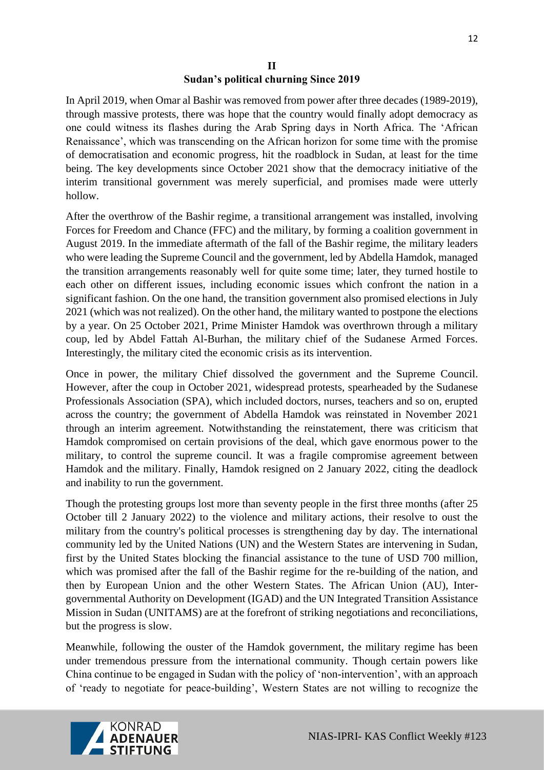## II
## Sudan's political churning Since 2019

In April 2019, when Omar al Bashir was removed from power after three decades (1989-2019), through massive protests, there was hope that the country would finally adopt democracy as one could witness its flashes during the Arab Spring days in North Africa. The 'African Renaissance', which was transcending on the African horizon for some time with the promise of democratisation and economic progress, hit the roadblock in Sudan, at least for the time being. The key developments since October 2021 show that the democracy initiative of the interim transitional government was merely superficial, and promises made were utterly hollow.

After the overthrow of the Bashir regime, a transitional arrangement was installed, involving Forces for Freedom and Chance (FFC) and the military, by forming a coalition government in August 2019. In the immediate aftermath of the fall of the Bashir regime, the military leaders who were leading the Supreme Council and the government, led by Abdella Hamdok, managed the transition arrangements reasonably well for quite some time; later, they turned hostile to each other on different issues, including economic issues which confront the nation in a significant fashion. On the one hand, the transition government also promised elections in July 2021 (which was not realized). On the other hand, the military wanted to postpone the elections by a year. On 25 October 2021, Prime Minister Hamdok was overthrown through a military coup, led by Abdel Fattah Al-Burhan, the military chief of the Sudanese Armed Forces. Interestingly, the military cited the economic crisis as its intervention.

Once in power, the military Chief dissolved the government and the Supreme Council. However, after the coup in October 2021, widespread protests, spearheaded by the Sudanese Professionals Association (SPA), which included doctors, nurses, teachers and so on, erupted across the country; the government of Abdella Hamdok was reinstated in November 2021 through an interim agreement. Notwithstanding the reinstatement, there was criticism that Hamdok compromised on certain provisions of the deal, which gave enormous power to the military, to control the supreme council. It was a fragile compromise agreement between Hamdok and the military. Finally, Hamdok resigned on 2 January 2022, citing the deadlock and inability to run the government.

Though the protesting groups lost more than seventy people in the first three months (after 25 October till 2 January 2022) to the violence and military actions, their resolve to oust the military from the country's political processes is strengthening day by day. The international community led by the United Nations (UN) and the Western States are intervening in Sudan, first by the United States blocking the financial assistance to the tune of USD 700 million, which was promised after the fall of the Bashir regime for the re-building of the nation, and then by European Union and the other Western States. The African Union (AU), Inter-governmental Authority on Development (IGAD) and the UN Integrated Transition Assistance Mission in Sudan (UNITAMS) are at the forefront of striking negotiations and reconciliations, but the progress is slow.

Meanwhile, following the ouster of the Hamdok government, the military regime has been under tremendous pressure from the international community. Though certain powers like China continue to be engaged in Sudan with the policy of 'non-intervention', with an approach of 'ready to negotiate for peace-building', Western States are not willing to recognize the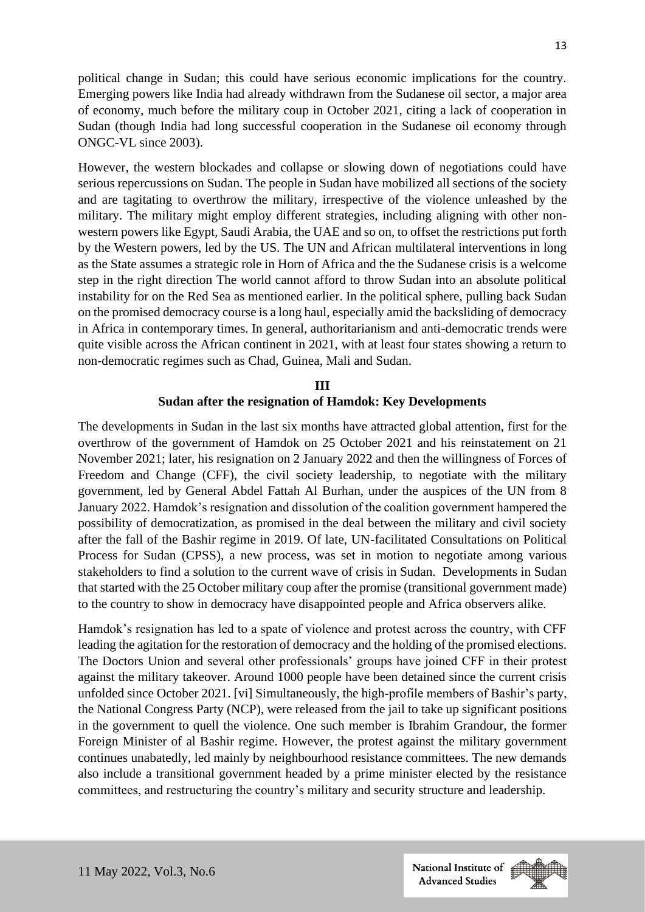political change in Sudan; this could have serious economic implications for the country. Emerging powers like India had already withdrawn from the Sudanese oil sector, a major area of economy, much before the military coup in October 2021, citing a lack of cooperation in Sudan (though India had long successful cooperation in the Sudanese oil economy through ONGC-VL since 2003).

However, the western blockades and collapse or slowing down of negotiations could have serious repercussions on Sudan. The people in Sudan have mobilized all sections of the society and are tagitating to overthrow the military, irrespective of the violence unleashed by the military. The military might employ different strategies, including aligning with other non-western powers like Egypt, Saudi Arabia, the UAE and so on, to offset the restrictions put forth by the Western powers, led by the US. The UN and African multilateral interventions in long as the State assumes a strategic role in Horn of Africa and the the Sudanese crisis is a welcome step in the right direction The world cannot afford to throw Sudan into an absolute political instability for on the Red Sea as mentioned earlier. In the political sphere, pulling back Sudan on the promised democracy course is a long haul, especially amid the backsliding of democracy in Africa in contemporary times. In general, authoritarianism and anti-democratic trends were quite visible across the African continent in 2021, with at least four states showing a return to non-democratic regimes such as Chad, Guinea, Mali and Sudan.

## III
## Sudan after the resignation of Hamdok: Key Developments

The developments in Sudan in the last six months have attracted global attention, first for the overthrow of the government of Hamdok on 25 October 2021 and his reinstatement on 21 November 2021; later, his resignation on 2 January 2022 and then the willingness of Forces of Freedom and Change (CFF), the civil society leadership, to negotiate with the military government, led by General Abdel Fattah Al Burhan, under the auspices of the UN from 8 January 2022. Hamdok's resignation and dissolution of the coalition government hampered the possibility of democratization, as promised in the deal between the military and civil society after the fall of the Bashir regime in 2019. Of late, UN-facilitated Consultations on Political Process for Sudan (CPSS), a new process, was set in motion to negotiate among various stakeholders to find a solution to the current wave of crisis in Sudan. Developments in Sudan that started with the 25 October military coup after the promise (transitional government made) to the country to show in democracy have disappointed people and Africa observers alike.

Hamdok's resignation has led to a spate of violence and protest across the country, with CFF leading the agitation for the restoration of democracy and the holding of the promised elections. The Doctors Union and several other professionals' groups have joined CFF in their protest against the military takeover. Around 1000 people have been detained since the current crisis unfolded since October 2021. [vi] Simultaneously, the high-profile members of Bashir's party, the National Congress Party (NCP), were released from the jail to take up significant positions in the government to quell the violence. One such member is Ibrahim Grandour, the former Foreign Minister of al Bashir regime. However, the protest against the military government continues unabatedly, led mainly by neighbourhood resistance committees. The new demands also include a transitional government headed by a prime minister elected by the resistance committees, and restructuring the country's military and security structure and leadership.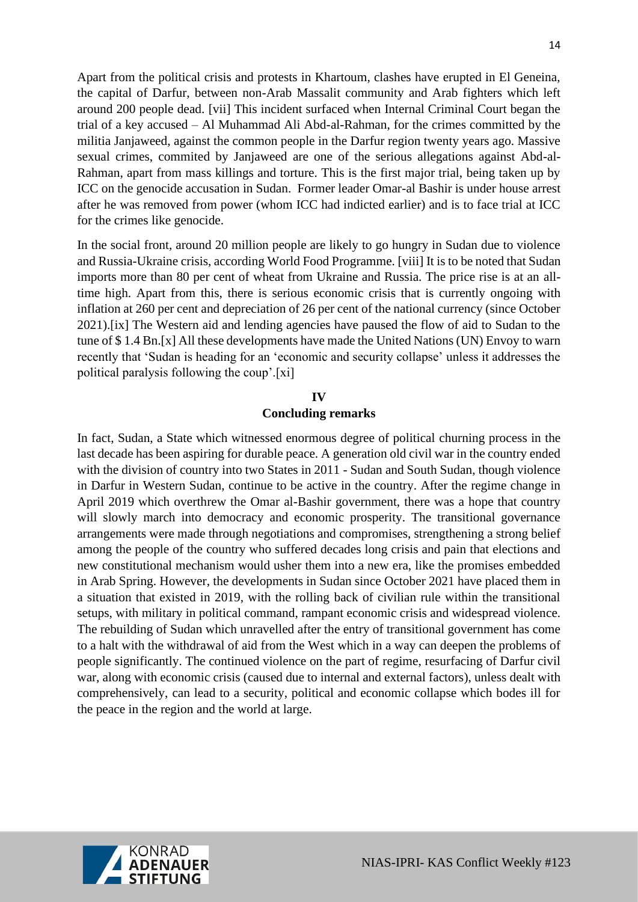Apart from the political crisis and protests in Khartoum, clashes have erupted in El Geneina, the capital of Darfur, between non-Arab Massalit community and Arab fighters which left around 200 people dead. [vii] This incident surfaced when Internal Criminal Court began the trial of a key accused – Al Muhammad Ali Abd-al-Rahman, for the crimes committed by the militia Janjaweed, against the common people in the Darfur region twenty years ago. Massive sexual crimes, commited by Janjaweed are one of the serious allegations against Abd-al-Rahman, apart from mass killings and torture. This is the first major trial, being taken up by ICC on the genocide accusation in Sudan. Former leader Omar-al Bashir is under house arrest after he was removed from power (whom ICC had indicted earlier) and is to face trial at ICC for the crimes like genocide.

In the social front, around 20 million people are likely to go hungry in Sudan due to violence and Russia-Ukraine crisis, according World Food Programme. [viii] It is to be noted that Sudan imports more than 80 per cent of wheat from Ukraine and Russia. The price rise is at an all-time high. Apart from this, there is serious economic crisis that is currently ongoing with inflation at 260 per cent and depreciation of 26 per cent of the national currency (since October 2021).[ix] The Western aid and lending agencies have paused the flow of aid to Sudan to the tune of $ 1.4 Bn.[x] All these developments have made the United Nations (UN) Envoy to warn recently that 'Sudan is heading for an 'economic and security collapse' unless it addresses the political paralysis following the coup'.[xi]

## IV
## Concluding remarks

In fact, Sudan, a State which witnessed enormous degree of political churning process in the last decade has been aspiring for durable peace. A generation old civil war in the country ended with the division of country into two States in 2011 - Sudan and South Sudan, though violence in Darfur in Western Sudan, continue to be active in the country. After the regime change in April 2019 which overthrew the Omar al-Bashir government, there was a hope that country will slowly march into democracy and economic prosperity. The transitional governance arrangements were made through negotiations and compromises, strengthening a strong belief among the people of the country who suffered decades long crisis and pain that elections and new constitutional mechanism would usher them into a new era, like the promises embedded in Arab Spring. However, the developments in Sudan since October 2021 have placed them in a situation that existed in 2019, with the rolling back of civilian rule within the transitional setups, with military in political command, rampant economic crisis and widespread violence. The rebuilding of Sudan which unravelled after the entry of transitional government has come to a halt with the withdrawal of aid from the West which in a way can deepen the problems of people significantly. The continued violence on the part of regime, resurfacing of Darfur civil war, along with economic crisis (caused due to internal and external factors), unless dealt with comprehensively, can lead to a security, political and economic collapse which bodes ill for the peace in the region and the world at large.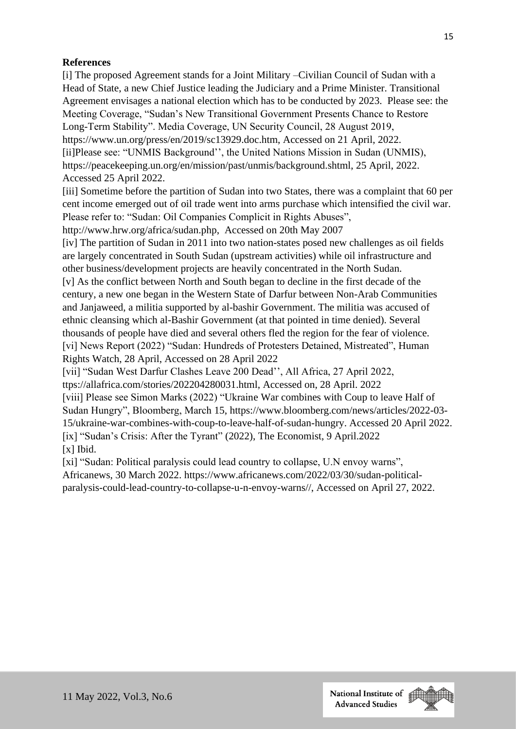**References**

[i] The proposed Agreement stands for a Joint Military –Civilian Council of Sudan with a Head of State, a new Chief Justice leading the Judiciary and a Prime Minister. Transitional Agreement envisages a national election which has to be conducted by 2023. Please see: the Meeting Coverage, "Sudan's New Transitional Government Presents Chance to Restore Long-Term Stability". Media Coverage, UN Security Council, 28 August 2019, https://www.un.org/press/en/2019/sc13929.doc.htm, Accessed on 21 April, 2022.

[ii]Please see: "UNMIS Background'', the United Nations Mission in Sudan (UNMIS), https://peacekeeping.un.org/en/mission/past/unmis/background.shtml, 25 April, 2022. Accessed 25 April 2022.

[iii] Sometime before the partition of Sudan into two States, there was a complaint that 60 per cent income emerged out of oil trade went into arms purchase which intensified the civil war. Please refer to: "Sudan: Oil Companies Complicit in Rights Abuses", http://www.hrw.org/africa/sudan.php, Accessed on 20th May 2007

[iv] The partition of Sudan in 2011 into two nation-states posed new challenges as oil fields are largely concentrated in South Sudan (upstream activities) while oil infrastructure and other business/development projects are heavily concentrated in the North Sudan.

[v] As the conflict between North and South began to decline in the first decade of the century, a new one began in the Western State of Darfur between Non-Arab Communities and Janjaweed, a militia supported by al-bashir Government. The militia was accused of ethnic cleansing which al-Bashir Government (at that pointed in time denied). Several thousands of people have died and several others fled the region for the fear of violence.

[vi] News Report (2022) "Sudan: Hundreds of Protesters Detained, Mistreated", Human Rights Watch, 28 April, Accessed on 28 April 2022

[vii] "Sudan West Darfur Clashes Leave 200 Dead'', All Africa, 27 April 2022, ttps://allafrica.com/stories/202204280031.html, Accessed on, 28 April. 2022

[viii] Please see Simon Marks (2022) "Ukraine War combines with Coup to leave Half of Sudan Hungry", Bloomberg, March 15, https://www.bloomberg.com/news/articles/2022-03-15/ukraine-war-combines-with-coup-to-leave-half-of-sudan-hungry. Accessed 20 April 2022.

[ix] "Sudan's Crisis: After the Tyrant" (2022), The Economist, 9 April.2022

[x] Ibid.

[xi] "Sudan: Political paralysis could lead country to collapse, U.N envoy warns", Africanews, 30 March 2022. https://www.africanews.com/2022/03/30/sudan-political-paralysis-could-lead-country-to-collapse-u-n-envoy-warns//, Accessed on April 27, 2022.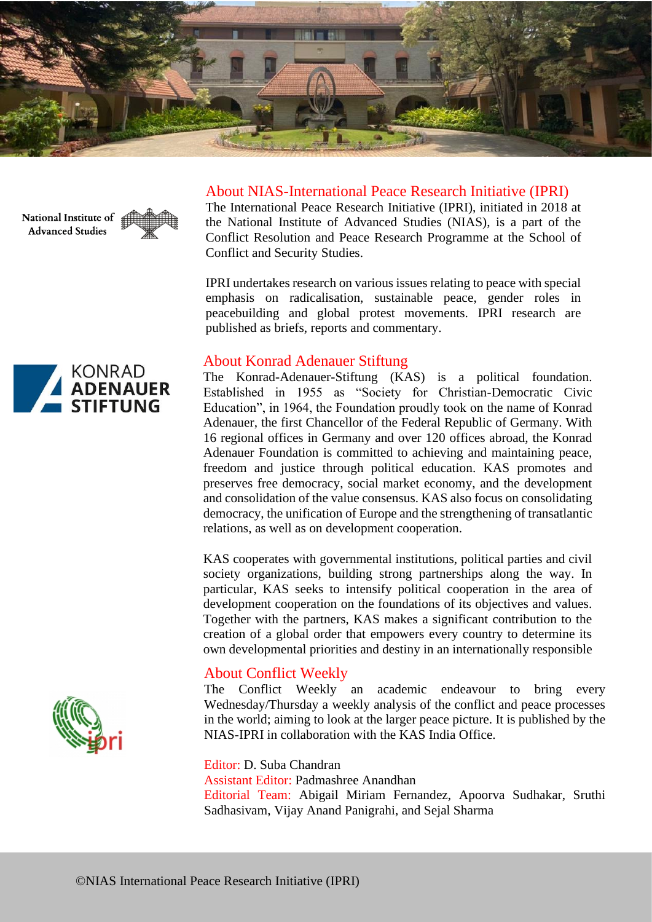## About NIAS-International Peace Research Initiative (IPRI)

The International Peace Research Initiative (IPRI), initiated in 2018 at the National Institute of Advanced Studies (NIAS), is a part of the Conflict Resolution and Peace Research Programme at the School of Conflict and Security Studies.

IPRI undertakes research on various issues relating to peace with special emphasis on radicalisation, sustainable peace, gender roles in peacebuilding and global protest movements. IPRI research are published as briefs, reports and commentary.

## About Konrad Adenauer Stiftung

The Konrad-Adenauer-Stiftung (KAS) is a political foundation. Established in 1955 as "Society for Christian-Democratic Civic Education", in 1964, the Foundation proudly took on the name of Konrad Adenauer, the first Chancellor of the Federal Republic of Germany. With 16 regional offices in Germany and over 120 offices abroad, the Konrad Adenauer Foundation is committed to achieving and maintaining peace, freedom and justice through political education. KAS promotes and preserves free democracy, social market economy, and the development and consolidation of the value consensus. KAS also focus on consolidating democracy, the unification of Europe and the strengthening of transatlantic relations, as well as on development cooperation.

KAS cooperates with governmental institutions, political parties and civil society organizations, building strong partnerships along the way. In particular, KAS seeks to intensify political cooperation in the area of development cooperation on the foundations of its objectives and values. Together with the partners, KAS makes a significant contribution to the creation of a global order that empowers every country to determine its own developmental priorities and destiny in an internationally responsible

## About Conflict Weekly

The Conflict Weekly an academic endeavour to bring every Wednesday/Thursday a weekly analysis of the conflict and peace processes in the world; aiming to look at the larger peace picture. It is published by the NIAS-IPRI in collaboration with the KAS India Office.

Editor: D. Suba Chandran
Assistant Editor: Padmashree Anandhan
Editorial Team: Abigail Miriam Fernandez, Apoorva Sudhakar, Sruthi Sadhasivam, Vijay Anand Panigrahi, and Sejal Sharma

©NIAS International Peace Research Initiative (IPRI)